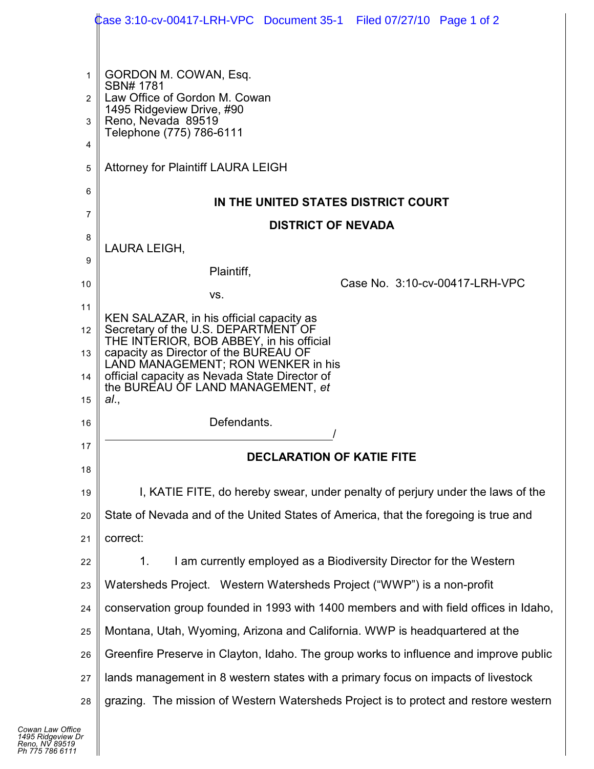GORDON M. COWAN, Esq.
SBN# 1781
Law Office of Gordon M. Cowan
1495 Ridgeview Drive, #90
Reno, Nevada 89519
Telephone (775) 786-6111

Attorney for Plaintiff LAURA LEIGH

**IN THE UNITED STATES DISTRICT COURT**

**DISTRICT OF NEVADA**

LAURA LEIGH,

Plaintiff,

vs.

KEN SALAZAR, in his official capacity as Secretary of the U.S. DEPARTMENT OF THE INTERIOR, BOB ABBEY, in his official capacity as Director of the BUREAU OF LAND MANAGEMENT; RON WENKER in his official capacity as Nevada State Director of the BUREAU OF LAND MANAGEMENT, *et al*.,

Defendants.
\_\_\_\_\_\_\_\_\_\_\_\_\_\_\_\_\_\_\_\_\_\_\_\_\_\_\_\_\_\_\_\_\_\_\_\_\_\_\_\_/

Case No. 3:10-cv-00417-LRH-VPC

**DECLARATION OF KATIE FITE**

I, KATIE FITE, do hereby swear, under penalty of perjury under the laws of the State of Nevada and of the United States of America, that the foregoing is true and correct:

1. I am currently employed as a Biodiversity Director for the Western Watersheds Project. Western Watersheds Project ("WWP") is a non-profit conservation group founded in 1993 with 1400 members and with field offices in Idaho, Montana, Utah, Wyoming, Arizona and California. WWP is headquartered at the Greenfire Preserve in Clayton, Idaho. The group works to influence and improve public lands management in 8 western states with a primary focus on impacts of livestock grazing. The mission of Western Watersheds Project is to protect and restore western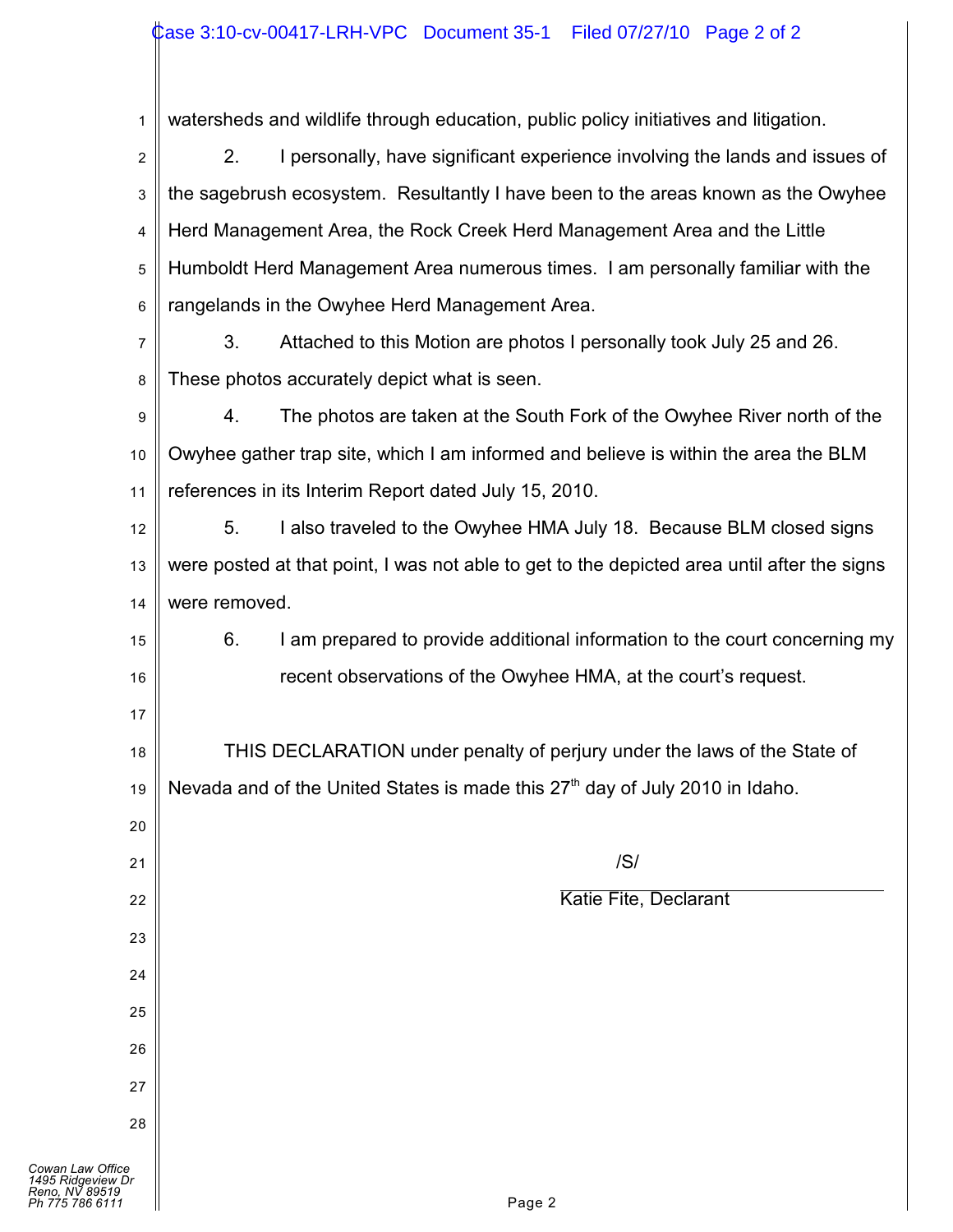watersheds and wildlife through education, public policy initiatives and litigation.

2. I personally, have significant experience involving the lands and issues of the sagebrush ecosystem. Resultantly I have been to the areas known as the Owyhee Herd Management Area, the Rock Creek Herd Management Area and the Little Humboldt Herd Management Area numerous times. I am personally familiar with the rangelands in the Owyhee Herd Management Area.

3. Attached to this Motion are photos I personally took July 25 and 26. These photos accurately depict what is seen.

4. The photos are taken at the South Fork of the Owyhee River north of the Owyhee gather trap site, which I am informed and believe is within the area the BLM references in its Interim Report dated July 15, 2010.

5. I also traveled to the Owyhee HMA July 18. Because BLM closed signs were posted at that point, I was not able to get to the depicted area until after the signs were removed.

6. I am prepared to provide additional information to the court concerning my recent observations of the Owyhee HMA, at the court's request.

THIS DECLARATION under penalty of perjury under the laws of the State of Nevada and of the United States is made this 27th day of July 2010 in Idaho.

/S/

Katie Fite, Declarant

*Cowan Law Office*
*1495 Ridgeview Dr*
*Reno, NV 89519*
*Ph 775 786 6111*